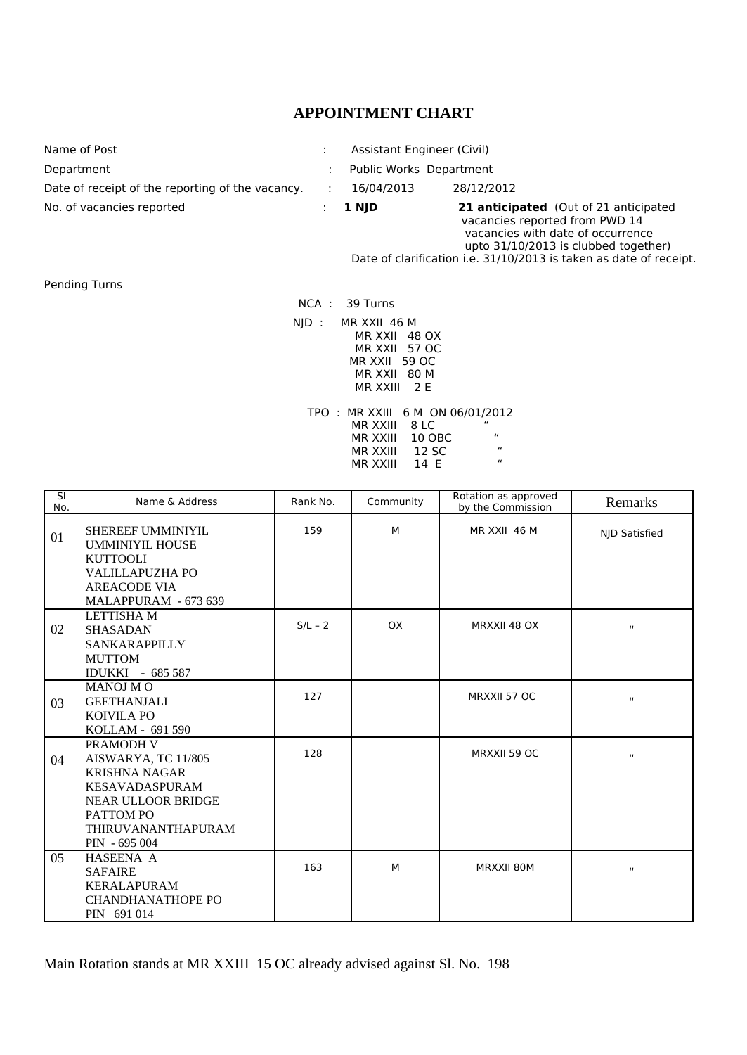# APPOINTMENT CHART

| | | | |
|---|---|---|---|
| Name of Post | : | Assistant Engineer (Civil) | |
| Department | : | Public Works Department | |
| Date of receipt of the reporting of the vacancy. | : | 16/04/2013 | 28/12/2012 |
| No. of vacancies reported | : | **1 NJD** | **21 anticipated** (Out of 21 anticipated vacancies reported from PWD 14 vacancies with date of occurrence upto 31/10/2013 is clubbed together) Date of clarification i.e. 31/10/2013 is taken as date of receipt. |

Pending Turns

NCA : 39 Turns

NJD : MR XXII 46 M
MR XXII 48 OX
MR XXII 57 OC
MR XXII 59 OC
MR XXII 80 M
MR XXIII 2 E

TPO : MR XXIII 6 M ON 06/01/2012
MR XXIII 8 LC "
MR XXIII 10 OBC "
MR XXIII 12 SC "
MR XXIII 14 E "

| Sl No. | Name & Address | Rank No. | Community | Rotation as approved by the Commission | Remarks |
|---|---|---|---|---|---|
| 01 | SHEREEF UMMINIYIL<br>UMMINIYIL HOUSE<br>KUTTOOLI<br>VALILLAPUZHA PO<br>AREACODE VIA<br>MALAPPURAM - 673 639 | 159 | M | MR XXII 46 M | NJD Satisfied |
| 02 | LETTISHA M<br>SHASADAN<br>SANKARAPPILLY<br>MUTTOM<br>IDUKKI - 685 587 | S/L – 2 | OX | MRXXII 48 OX | " |
| 03 | MANOJ M O<br>GEETHANJALI<br>KOIVILA PO<br>KOLLAM - 691 590 | 127 | | MRXXII 57 OC | " |
| 04 | PRAMODH V<br>AISWARYA, TC 11/805<br>KRISHNA NAGAR<br>KESAVADASPURAM<br>NEAR ULLOOR BRIDGE<br>PATTOM PO<br>THIRUVANANTHAPURAM<br>PIN - 695 004 | 128 | | MRXXII 59 OC | " |
| 05 | HASEENA A<br>SAFAIRE<br>KERALAPURAM<br>CHANDHANATHOPE PO<br>PIN 691 014 | 163 | M | MRXXII 80M | " |

Main Rotation stands at MR XXIII 15 OC already advised against Sl. No. 198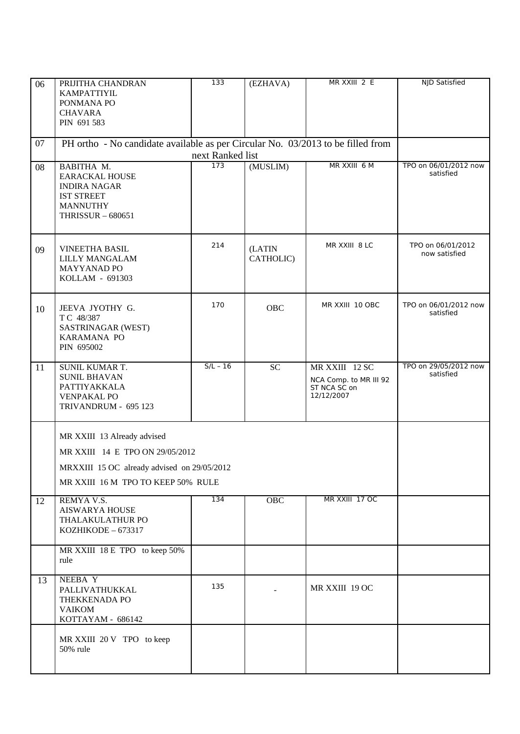| | | | | | |
|---|---|---|---|---|---|
| 06 | PRIJITHA CHANDRAN<br>KAMPATTIYIL<br>PONMANA PO<br>CHAVARA<br>PIN 691 583 | 133 | (EZHAVA) | MR XXIII 2 E | NJD Satisfied |
| 07 | PH ortho - No candidate available as per Circular No. 03/2013 to be filled from next Ranked list | | | | |
| 08 | BABITHA M.<br>EARACKAL HOUSE<br>INDIRA NAGAR<br>IST STREET<br>MANNUTHY<br>THRISSUR – 680651 | 173 | (MUSLIM) | MR XXIII 6 M | TPO on 06/01/2012 now satisfied |
| 09 | VINEETHA BASIL<br>LILLY MANGALAM<br>MAYYANAD PO<br>KOLLAM - 691303 | 214 | (LATIN CATHOLIC) | MR XXIII 8 LC | TPO on 06/01/2012 now satisfied |
| 10 | JEEVA JYOTHY G.<br>T C 48/387<br>SASTRINAGAR (WEST)<br>KARAMANA PO<br>PIN 695002 | 170 | OBC | MR XXIII 10 OBC | TPO on 06/01/2012 now satisfied |
| 11 | SUNIL KUMAR T.<br>SUNIL BHAVAN<br>PATTIYAKKALA<br>VENPAKAL PO<br>TRIVANDRUM - 695 123 | S/L – 16 | SC | MR XXIII 12 SC<br>NCA Comp. to MR III 92 ST NCA SC on 12/12/2007 | TPO on 29/05/2012 now satisfied |
| | MR XXIII 13 Already advised<br>MR XXIII 14 E TPO ON 29/05/2012<br>MRXXIII 15 OC already advised on 29/05/2012<br>MR XXIII 16 M TPO TO KEEP 50% RULE | | | | |
| 12 | REMYA V.S.<br>AISWARYA HOUSE<br>THALAKULATHUR PO<br>KOZHIKODE – 673317 | 134 | OBC | MR XXIII 17 OC | |
| | MR XXIII 18 E TPO to keep 50% rule | | | | |
| 13 | NEEBA Y<br>PALLIVATHUKKAL<br>THEKKENADA PO<br>VAIKOM<br>KOTTAYAM - 686142 | 135 | - | MR XXIII 19 OC | |
| | MR XXIII 20 V TPO to keep 50% rule | | | | |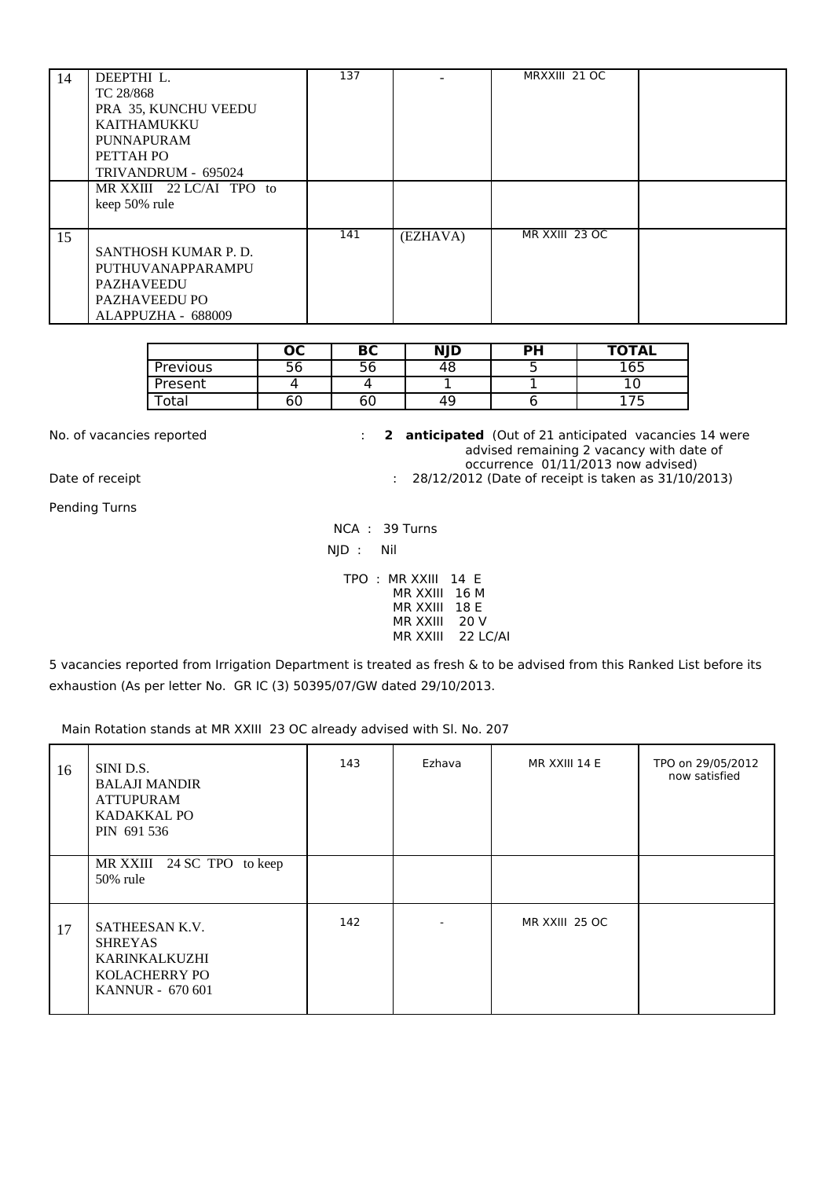| | | | | | |
|---|---|---|---|---|---|
| 14 | DEEPTHI L.<br>TC 28/868<br>PRA 35, KUNCHU VEEDU<br>KAITHAMUKKU<br>PUNNAPURAM<br>PETTAH PO<br>TRIVANDRUM - 695024 | 137 | - | MRXXIII 21 OC | |
| | MR XXIII 22 LC/AI TPO to keep 50% rule | | | | |
| 15 | SANTHOSH KUMAR P. D.<br>PUTHUVANAPPARAMPU<br>PAZHAVEEDU<br>PAZHAVEEDU PO<br>ALAPPUZHA - 688009 | 141 | (EZHAVA) | MR XXIII 23 OC | |

| | OC | BC | NJD | PH | TOTAL |
|---|---|---|---|---|---|
| Previous | 56 | 56 | 48 | 5 | 165 |
| Present | 4 | 4 | 1 | 1 | 10 |
| Total | 60 | 60 | 49 | 6 | 175 |

No. of vacancies reported : **2 anticipated** (Out of 21 anticipated vacancies 14 were advised remaining 2 vacancy with date of occurrence 01/11/2013 now advised)

Date of receipt : 28/12/2012 (Date of receipt is taken as 31/10/2013)

Pending Turns

NCA : 39 Turns

NJD : Nil

TPO : MR XXIII 14 E
MR XXIII 16 M
MR XXIII 18 E
MR XXIII 20 V
MR XXIII 22 LC/AI

5 vacancies reported from Irrigation Department is treated as fresh & to be advised from this Ranked List before its exhaustion (As per letter No. GR IC (3) 50395/07/GW dated 29/10/2013.

Main Rotation stands at MR XXIII 23 OC already advised with Sl. No. 207

| | | | | | |
|---|---|---|---|---|---|
| 16 | SINI D.S.<br>BALAJI MANDIR<br>ATTUPURAM<br>KADAKKAL PO<br>PIN 691 536 | 143 | Ezhava | MR XXIII 14 E | TPO on 29/05/2012 now satisfied |
| | MR XXIII 24 SC TPO to keep 50% rule | | | | |
| 17 | SATHEESAN K.V.<br>SHREYAS<br>KARINKALKUZHI<br>KOLACHERRY PO<br>KANNUR - 670 601 | 142 | - | MR XXIII 25 OC | |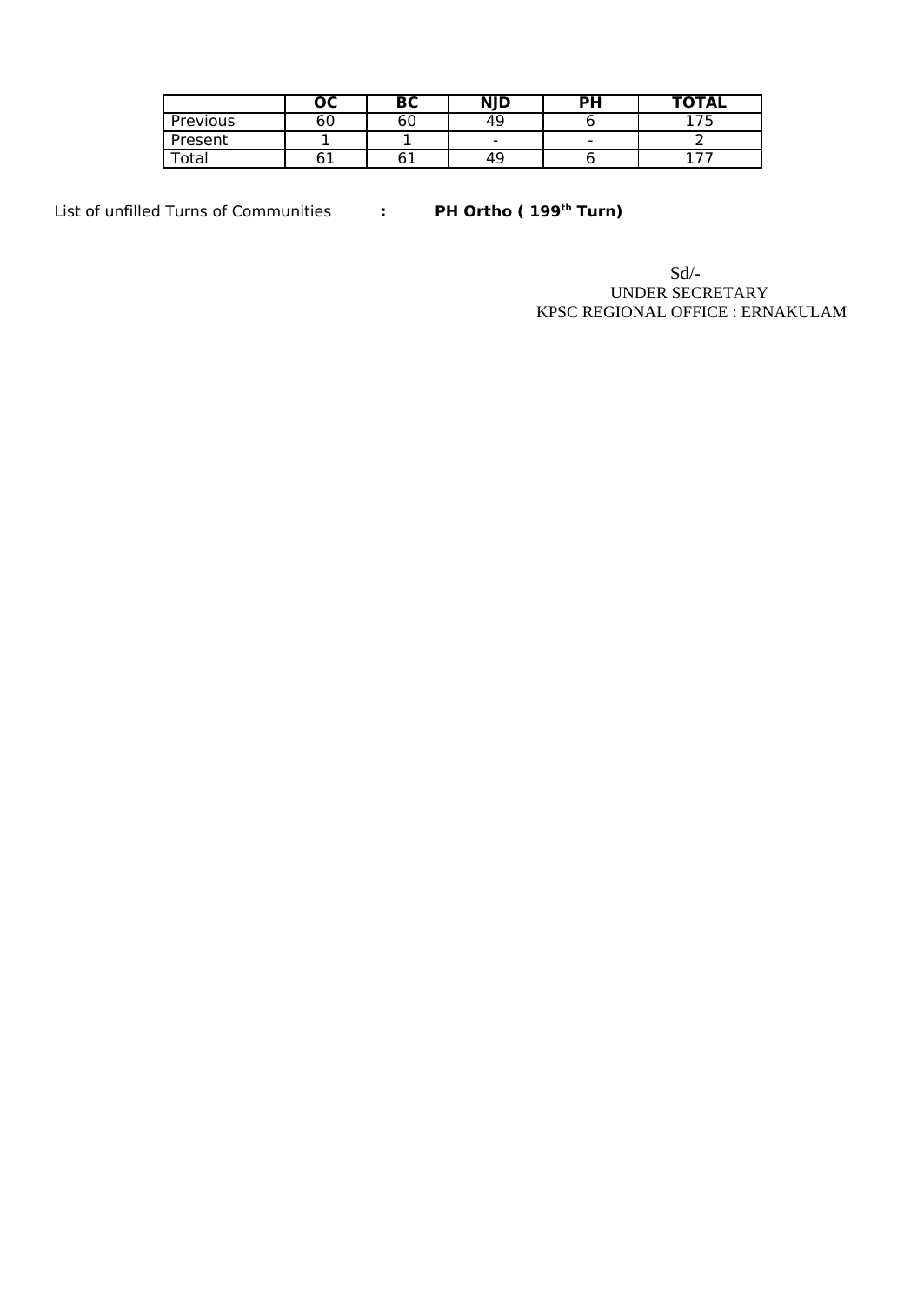| | OC | BC | NJD | PH | TOTAL |
|---|---|---|---|---|---|
| Previous | 60 | 60 | 49 | 6 | 175 |
| Present | 1 | 1 | - | - | 2 |
| Total | 61 | 61 | 49 | 6 | 177 |

List of unfilled Turns of Communities : **PH Ortho ( 199th Turn)**

Sd/-
UNDER SECRETARY
KPSC REGIONAL OFFICE : ERNAKULAM